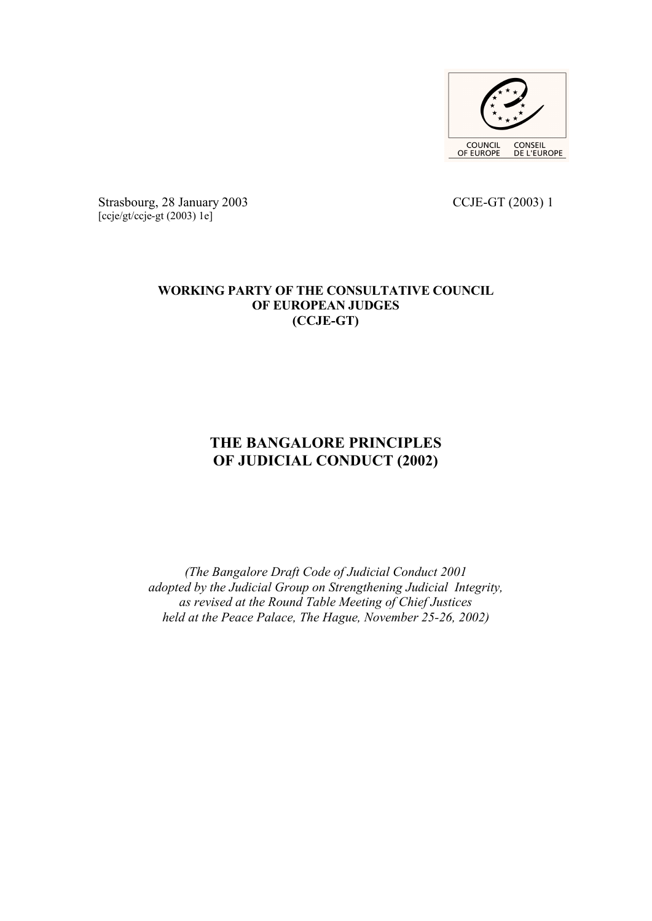COUNCIL OF EUROPE CONSEIL DE L'EUROPE

Strasbourg, 28 January 2003 CCJE-GT (2003) 1
[ccje/gt/ccje-gt (2003) 1e]

**WORKING PARTY OF THE CONSULTATIVE COUNCIL OF EUROPEAN JUDGES (CCJE-GT)**

# THE BANGALORE PRINCIPLES OF JUDICIAL CONDUCT (2002)

*(The Bangalore Draft Code of Judicial Conduct 2001 adopted by the Judicial Group on Strengthening Judicial Integrity, as revised at the Round Table Meeting of Chief Justices held at the Peace Palace, The Hague, November 25-26, 2002)*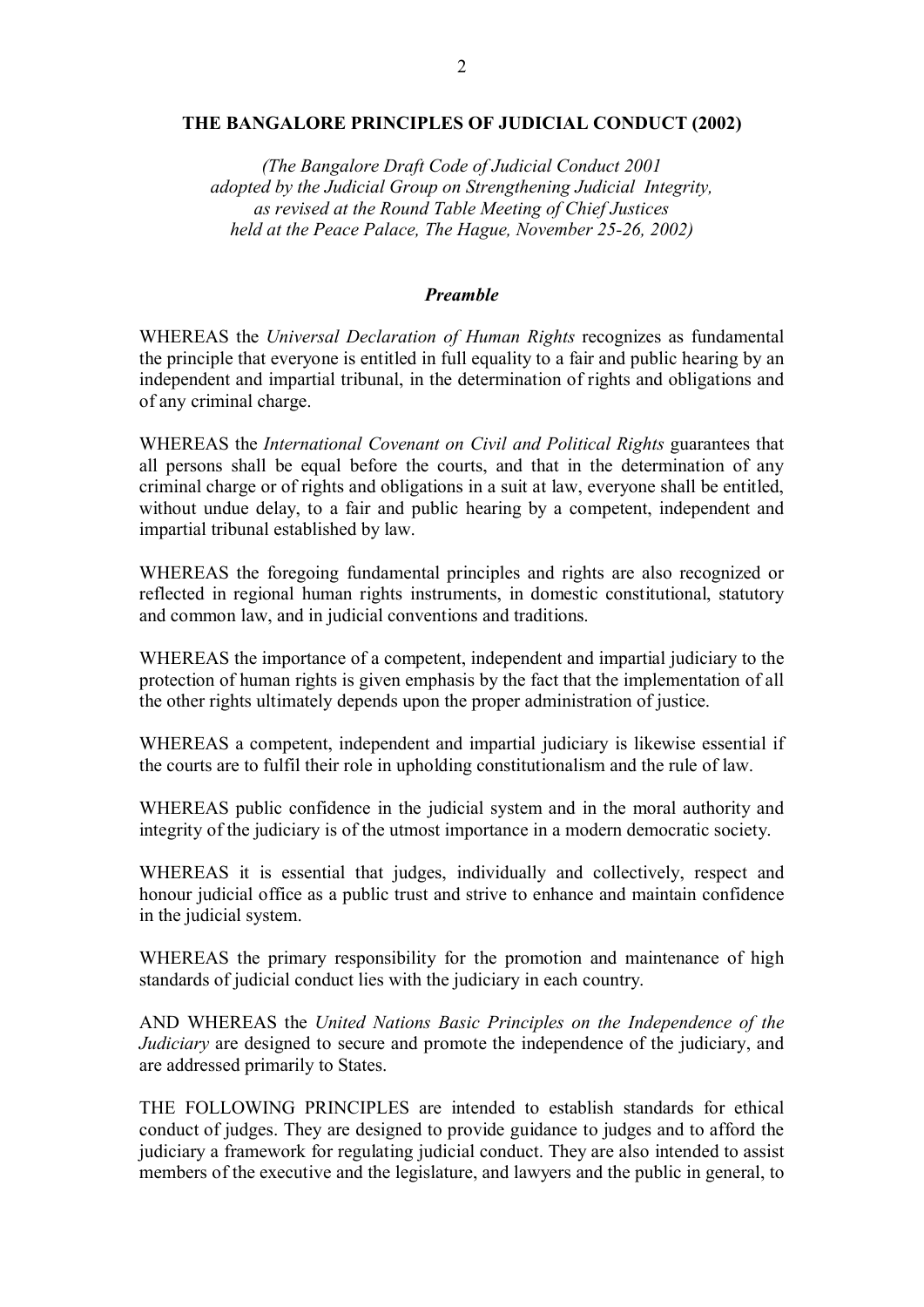## THE BANGALORE PRINCIPLES OF JUDICIAL CONDUCT (2002)

*(The Bangalore Draft Code of Judicial Conduct 2001 adopted by the Judicial Group on Strengthening Judicial Integrity, as revised at the Round Table Meeting of Chief Justices held at the Peace Palace, The Hague, November 25-26, 2002)*

### *Preamble*

WHEREAS the *Universal Declaration of Human Rights* recognizes as fundamental the principle that everyone is entitled in full equality to a fair and public hearing by an independent and impartial tribunal, in the determination of rights and obligations and of any criminal charge.

WHEREAS the *International Covenant on Civil and Political Rights* guarantees that all persons shall be equal before the courts, and that in the determination of any criminal charge or of rights and obligations in a suit at law, everyone shall be entitled, without undue delay, to a fair and public hearing by a competent, independent and impartial tribunal established by law.

WHEREAS the foregoing fundamental principles and rights are also recognized or reflected in regional human rights instruments, in domestic constitutional, statutory and common law, and in judicial conventions and traditions.

WHEREAS the importance of a competent, independent and impartial judiciary to the protection of human rights is given emphasis by the fact that the implementation of all the other rights ultimately depends upon the proper administration of justice.

WHEREAS a competent, independent and impartial judiciary is likewise essential if the courts are to fulfil their role in upholding constitutionalism and the rule of law.

WHEREAS public confidence in the judicial system and in the moral authority and integrity of the judiciary is of the utmost importance in a modern democratic society.

WHEREAS it is essential that judges, individually and collectively, respect and honour judicial office as a public trust and strive to enhance and maintain confidence in the judicial system.

WHEREAS the primary responsibility for the promotion and maintenance of high standards of judicial conduct lies with the judiciary in each country.

AND WHEREAS the *United Nations Basic Principles on the Independence of the Judiciary* are designed to secure and promote the independence of the judiciary, and are addressed primarily to States.

THE FOLLOWING PRINCIPLES are intended to establish standards for ethical conduct of judges. They are designed to provide guidance to judges and to afford the judiciary a framework for regulating judicial conduct. They are also intended to assist members of the executive and the legislature, and lawyers and the public in general, to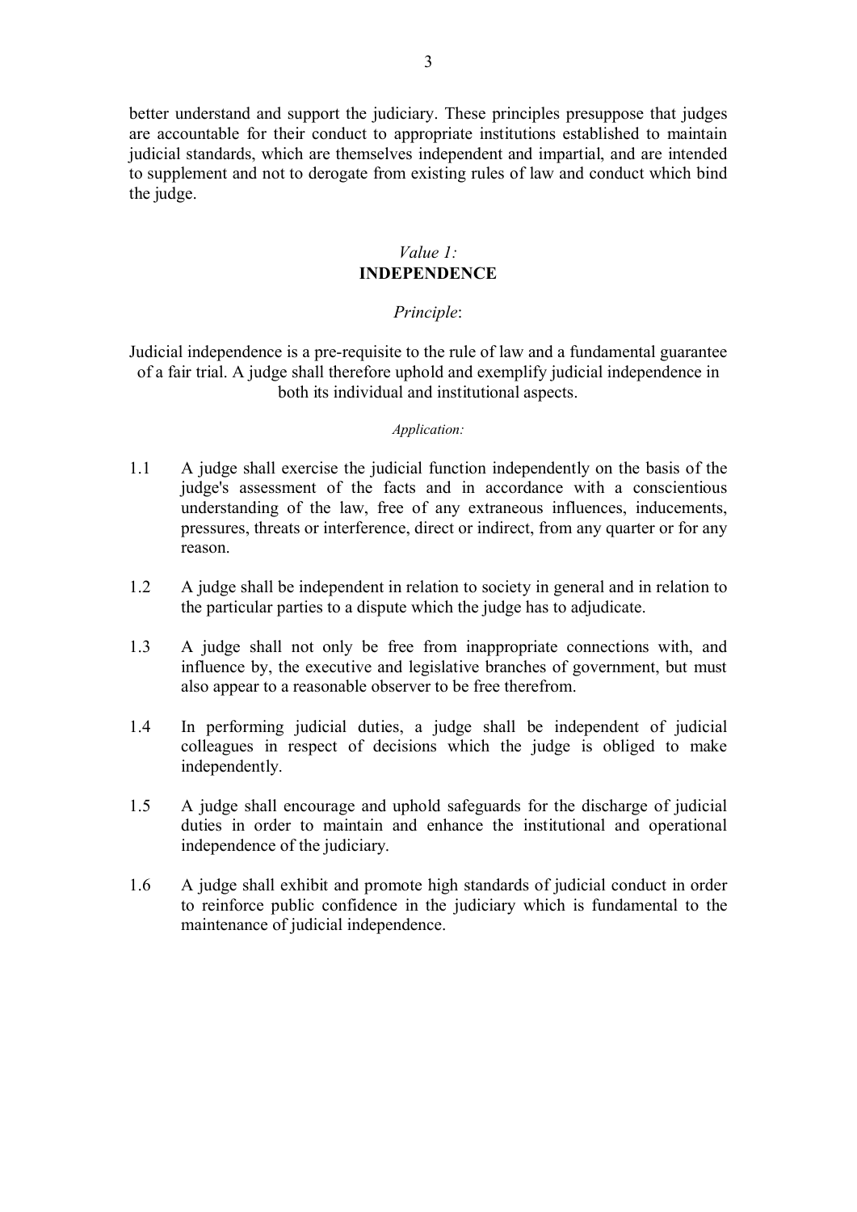better understand and support the judiciary. These principles presuppose that judges are accountable for their conduct to appropriate institutions established to maintain judicial standards, which are themselves independent and impartial, and are intended to supplement and not to derogate from existing rules of law and conduct which bind the judge.

## *Value 1:* **INDEPENDENCE**

*Principle*:

Judicial independence is a pre-requisite to the rule of law and a fundamental guarantee of a fair trial. A judge shall therefore uphold and exemplify judicial independence in both its individual and institutional aspects.

*Application:*

1.1 A judge shall exercise the judicial function independently on the basis of the judge's assessment of the facts and in accordance with a conscientious understanding of the law, free of any extraneous influences, inducements, pressures, threats or interference, direct or indirect, from any quarter or for any reason.

1.2 A judge shall be independent in relation to society in general and in relation to the particular parties to a dispute which the judge has to adjudicate.

1.3 A judge shall not only be free from inappropriate connections with, and influence by, the executive and legislative branches of government, but must also appear to a reasonable observer to be free therefrom.

1.4 In performing judicial duties, a judge shall be independent of judicial colleagues in respect of decisions which the judge is obliged to make independently.

1.5 A judge shall encourage and uphold safeguards for the discharge of judicial duties in order to maintain and enhance the institutional and operational independence of the judiciary.

1.6 A judge shall exhibit and promote high standards of judicial conduct in order to reinforce public confidence in the judiciary which is fundamental to the maintenance of judicial independence.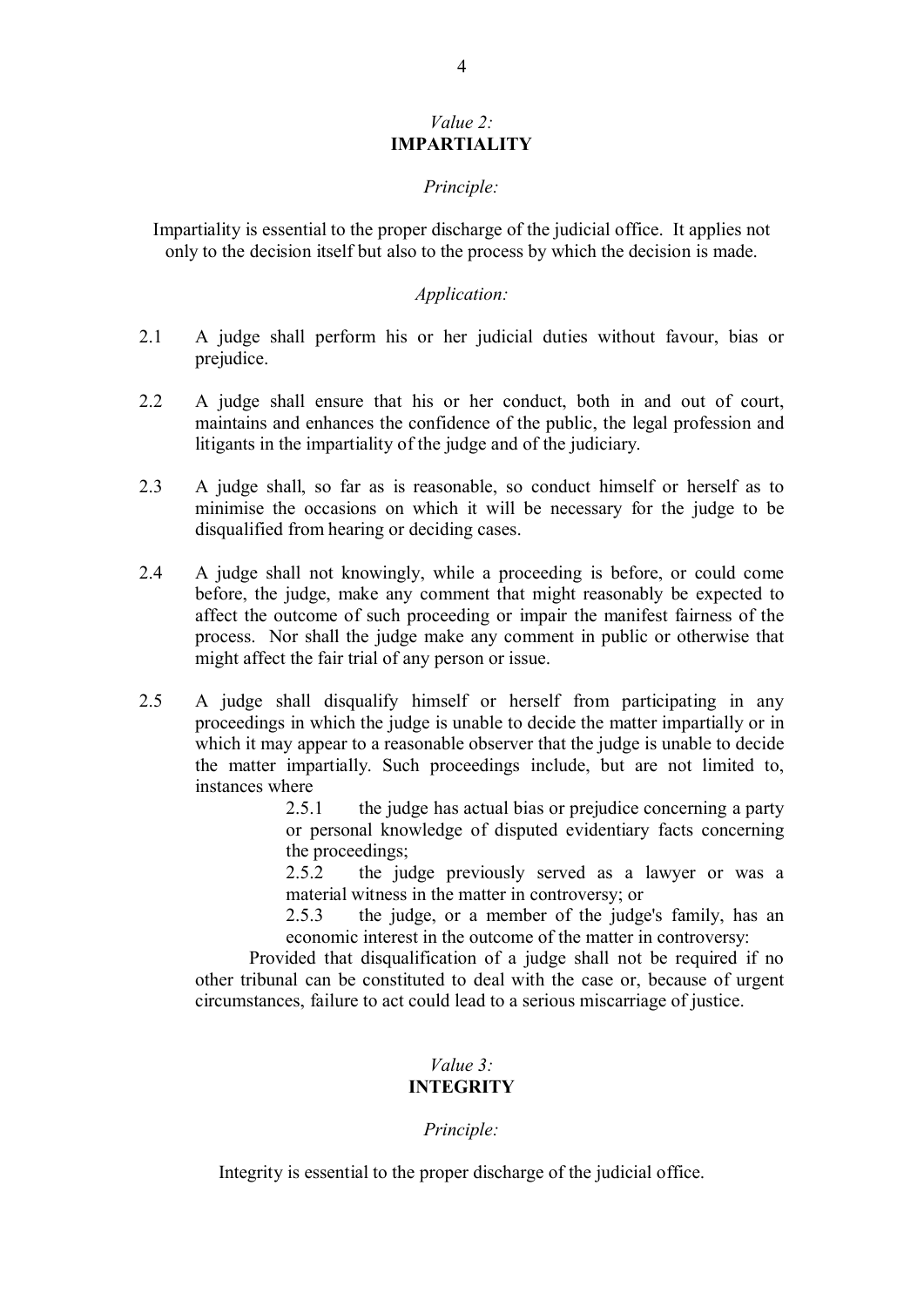## *Value 2:* IMPARTIALITY

*Principle:*

Impartiality is essential to the proper discharge of the judicial office. It applies not only to the decision itself but also to the process by which the decision is made.

*Application:*

2.1 A judge shall perform his or her judicial duties without favour, bias or prejudice.

2.2 A judge shall ensure that his or her conduct, both in and out of court, maintains and enhances the confidence of the public, the legal profession and litigants in the impartiality of the judge and of the judiciary.

2.3 A judge shall, so far as is reasonable, so conduct himself or herself as to minimise the occasions on which it will be necessary for the judge to be disqualified from hearing or deciding cases.

2.4 A judge shall not knowingly, while a proceeding is before, or could come before, the judge, make any comment that might reasonably be expected to affect the outcome of such proceeding or impair the manifest fairness of the process. Nor shall the judge make any comment in public or otherwise that might affect the fair trial of any person or issue.

2.5 A judge shall disqualify himself or herself from participating in any proceedings in which the judge is unable to decide the matter impartially or in which it may appear to a reasonable observer that the judge is unable to decide the matter impartially. Such proceedings include, but are not limited to, instances where

> 2.5.1 the judge has actual bias or prejudice concerning a party or personal knowledge of disputed evidentiary facts concerning the proceedings;
>
> 2.5.2 the judge previously served as a lawyer or was a material witness in the matter in controversy; or
>
> 2.5.3 the judge, or a member of the judge's family, has an economic interest in the outcome of the matter in controversy:

Provided that disqualification of a judge shall not be required if no other tribunal can be constituted to deal with the case or, because of urgent circumstances, failure to act could lead to a serious miscarriage of justice.

## *Value 3:* INTEGRITY

*Principle:*

Integrity is essential to the proper discharge of the judicial office.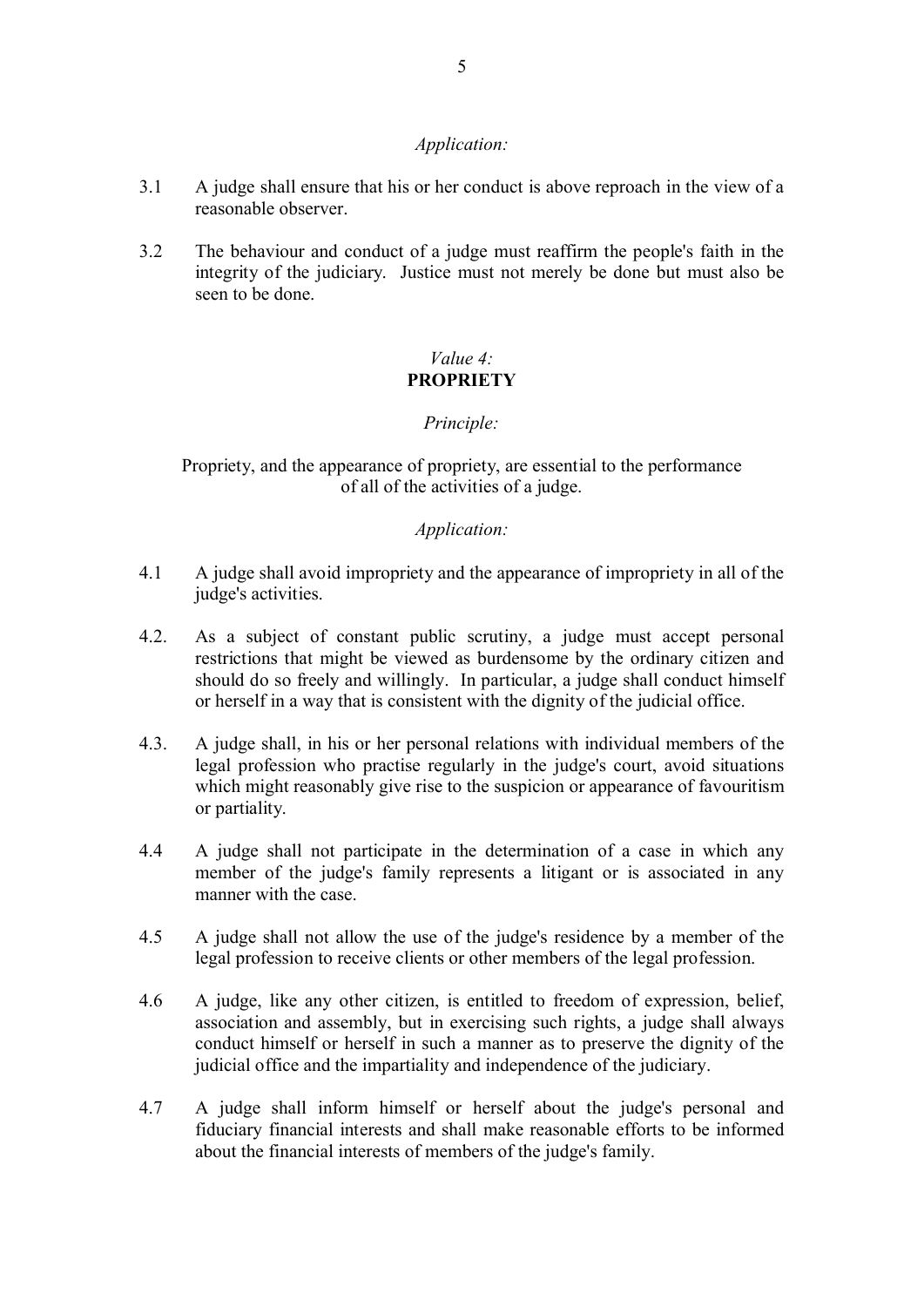*Application:*

3.1 A judge shall ensure that his or her conduct is above reproach in the view of a reasonable observer.

3.2 The behaviour and conduct of a judge must reaffirm the people's faith in the integrity of the judiciary. Justice must not merely be done but must also be seen to be done.

## *Value 4:* **PROPRIETY**

*Principle:*

Propriety, and the appearance of propriety, are essential to the performance of all of the activities of a judge.

*Application:*

4.1 A judge shall avoid impropriety and the appearance of impropriety in all of the judge's activities.

4.2. As a subject of constant public scrutiny, a judge must accept personal restrictions that might be viewed as burdensome by the ordinary citizen and should do so freely and willingly. In particular, a judge shall conduct himself or herself in a way that is consistent with the dignity of the judicial office.

4.3. A judge shall, in his or her personal relations with individual members of the legal profession who practise regularly in the judge's court, avoid situations which might reasonably give rise to the suspicion or appearance of favouritism or partiality.

4.4 A judge shall not participate in the determination of a case in which any member of the judge's family represents a litigant or is associated in any manner with the case.

4.5 A judge shall not allow the use of the judge's residence by a member of the legal profession to receive clients or other members of the legal profession.

4.6 A judge, like any other citizen, is entitled to freedom of expression, belief, association and assembly, but in exercising such rights, a judge shall always conduct himself or herself in such a manner as to preserve the dignity of the judicial office and the impartiality and independence of the judiciary.

4.7 A judge shall inform himself or herself about the judge's personal and fiduciary financial interests and shall make reasonable efforts to be informed about the financial interests of members of the judge's family.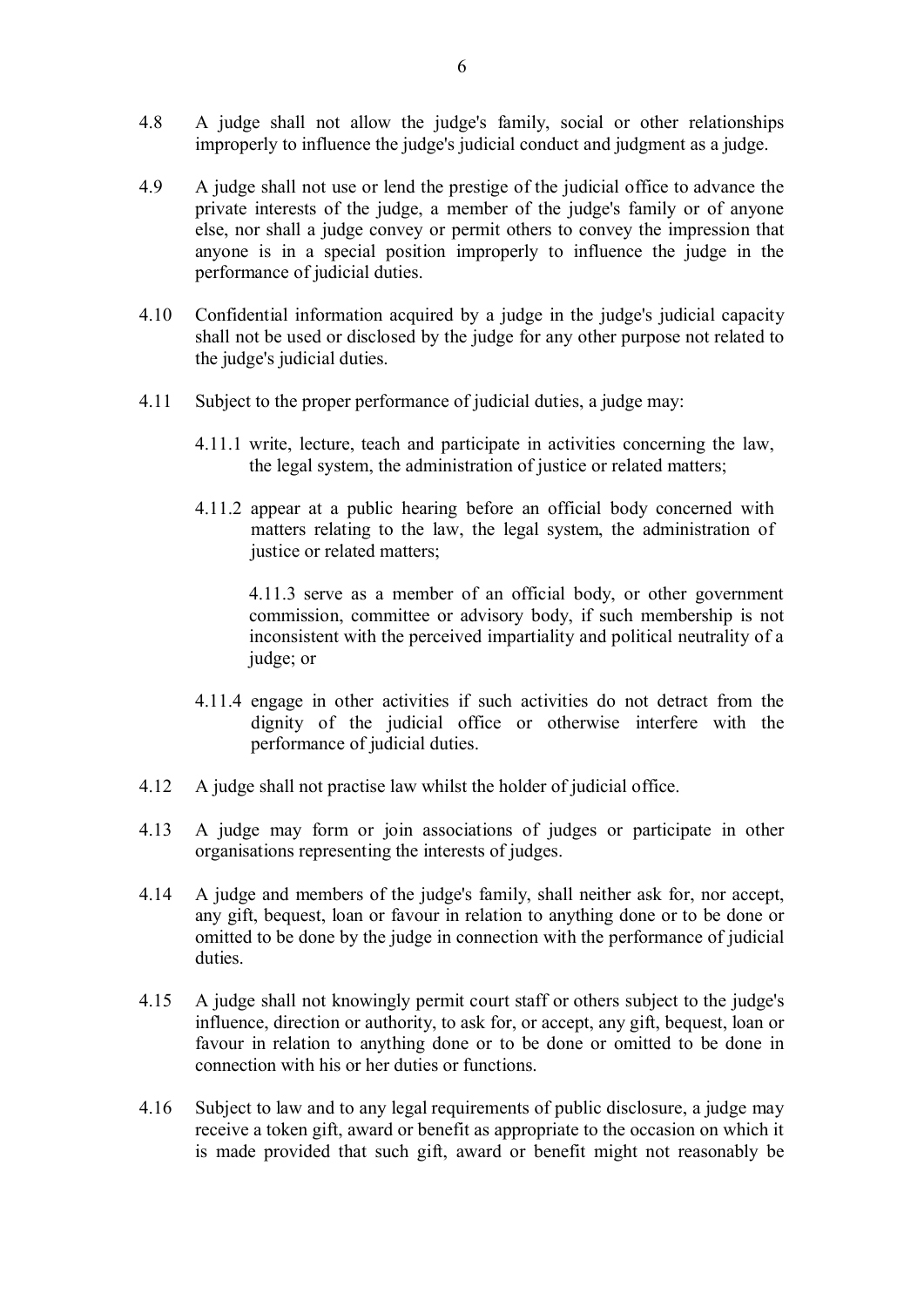4.8 A judge shall not allow the judge's family, social or other relationships improperly to influence the judge's judicial conduct and judgment as a judge.

4.9 A judge shall not use or lend the prestige of the judicial office to advance the private interests of the judge, a member of the judge's family or of anyone else, nor shall a judge convey or permit others to convey the impression that anyone is in a special position improperly to influence the judge in the performance of judicial duties.

4.10 Confidential information acquired by a judge in the judge's judicial capacity shall not be used or disclosed by the judge for any other purpose not related to the judge's judicial duties.

4.11 Subject to the proper performance of judicial duties, a judge may:

- 4.11.1 write, lecture, teach and participate in activities concerning the law, the legal system, the administration of justice or related matters;

- 4.11.2 appear at a public hearing before an official body concerned with matters relating to the law, the legal system, the administration of justice or related matters;

- 4.11.3 serve as a member of an official body, or other government commission, committee or advisory body, if such membership is not inconsistent with the perceived impartiality and political neutrality of a judge; or

- 4.11.4 engage in other activities if such activities do not detract from the dignity of the judicial office or otherwise interfere with the performance of judicial duties.

4.12 A judge shall not practise law whilst the holder of judicial office.

4.13 A judge may form or join associations of judges or participate in other organisations representing the interests of judges.

4.14 A judge and members of the judge's family, shall neither ask for, nor accept, any gift, bequest, loan or favour in relation to anything done or to be done or omitted to be done by the judge in connection with the performance of judicial duties.

4.15 A judge shall not knowingly permit court staff or others subject to the judge's influence, direction or authority, to ask for, or accept, any gift, bequest, loan or favour in relation to anything done or to be done or omitted to be done in connection with his or her duties or functions.

4.16 Subject to law and to any legal requirements of public disclosure, a judge may receive a token gift, award or benefit as appropriate to the occasion on which it is made provided that such gift, award or benefit might not reasonably be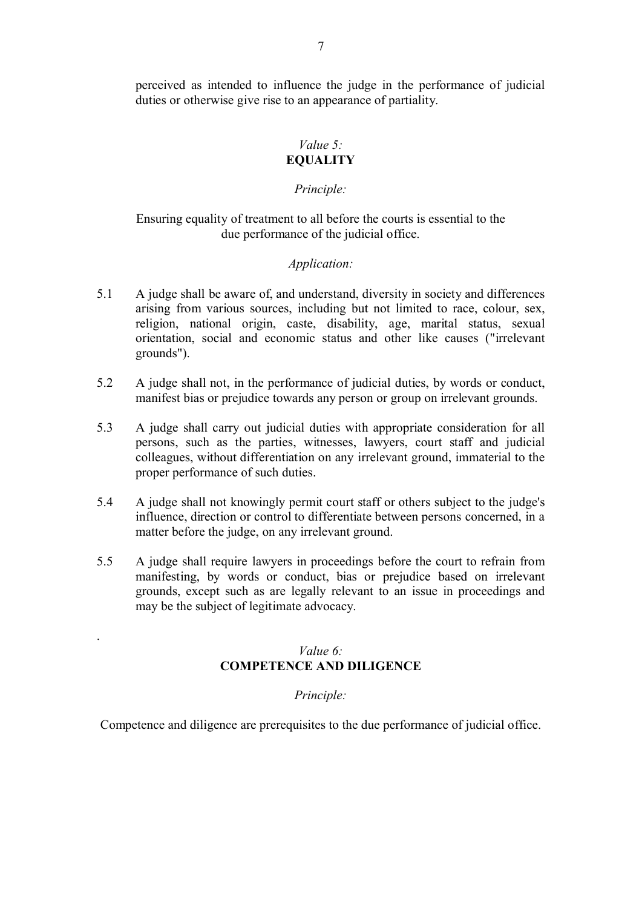perceived as intended to influence the judge in the performance of judicial duties or otherwise give rise to an appearance of partiality.

## *Value 5:* **EQUALITY**

*Principle:*

Ensuring equality of treatment to all before the courts is essential to the due performance of the judicial office.

*Application:*

5.1 A judge shall be aware of, and understand, diversity in society and differences arising from various sources, including but not limited to race, colour, sex, religion, national origin, caste, disability, age, marital status, sexual orientation, social and economic status and other like causes ("irrelevant grounds").

5.2 A judge shall not, in the performance of judicial duties, by words or conduct, manifest bias or prejudice towards any person or group on irrelevant grounds.

5.3 A judge shall carry out judicial duties with appropriate consideration for all persons, such as the parties, witnesses, lawyers, court staff and judicial colleagues, without differentiation on any irrelevant ground, immaterial to the proper performance of such duties.

5.4 A judge shall not knowingly permit court staff or others subject to the judge's influence, direction or control to differentiate between persons concerned, in a matter before the judge, on any irrelevant ground.

5.5 A judge shall require lawyers in proceedings before the court to refrain from manifesting, by words or conduct, bias or prejudice based on irrelevant grounds, except such as are legally relevant to an issue in proceedings and may be the subject of legitimate advocacy.

## *Value 6:* **COMPETENCE AND DILIGENCE**

*Principle:*

Competence and diligence are prerequisites to the due performance of judicial office.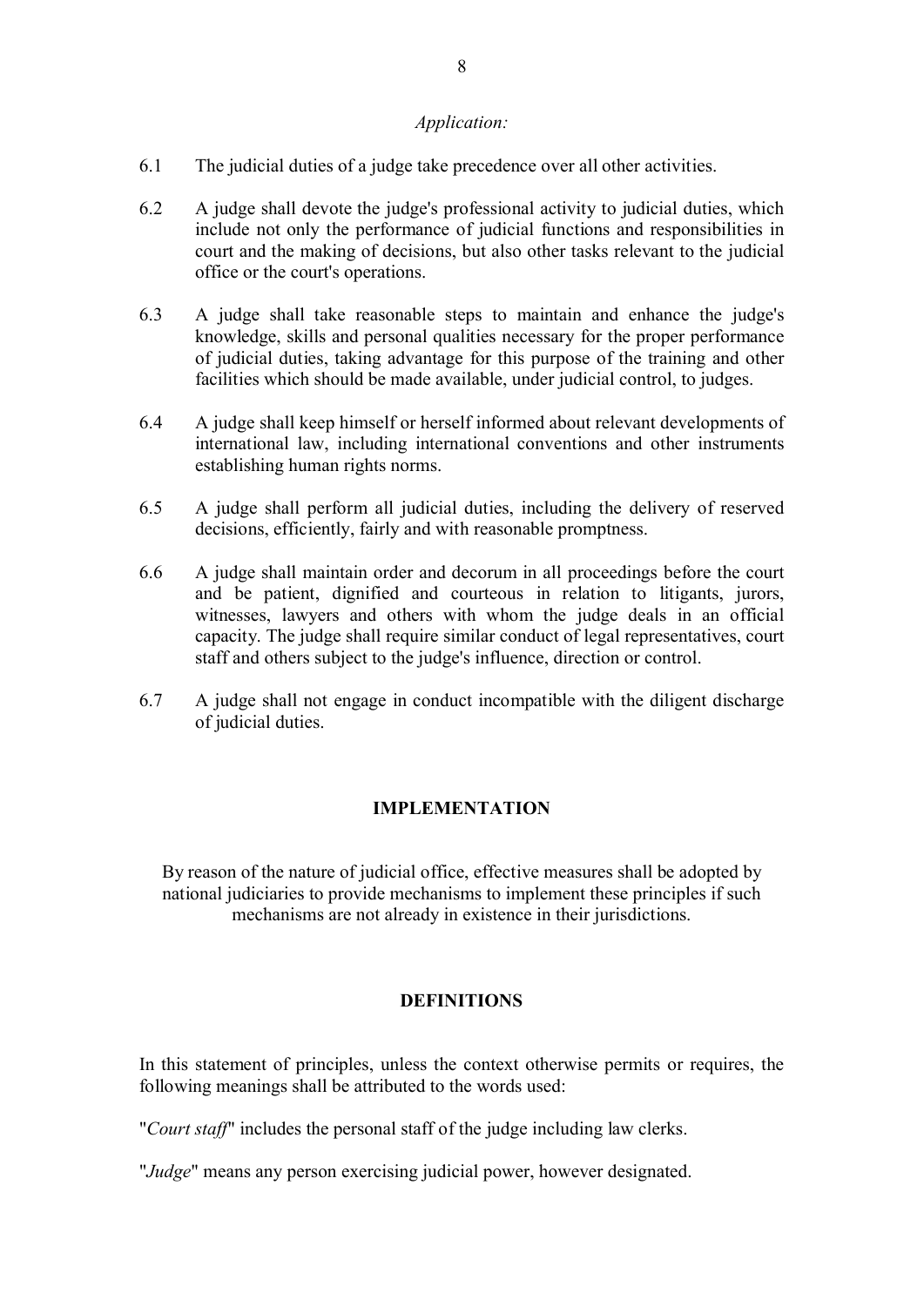*Application:*

6.1 The judicial duties of a judge take precedence over all other activities.

6.2 A judge shall devote the judge's professional activity to judicial duties, which include not only the performance of judicial functions and responsibilities in court and the making of decisions, but also other tasks relevant to the judicial office or the court's operations.

6.3 A judge shall take reasonable steps to maintain and enhance the judge's knowledge, skills and personal qualities necessary for the proper performance of judicial duties, taking advantage for this purpose of the training and other facilities which should be made available, under judicial control, to judges.

6.4 A judge shall keep himself or herself informed about relevant developments of international law, including international conventions and other instruments establishing human rights norms.

6.5 A judge shall perform all judicial duties, including the delivery of reserved decisions, efficiently, fairly and with reasonable promptness.

6.6 A judge shall maintain order and decorum in all proceedings before the court and be patient, dignified and courteous in relation to litigants, jurors, witnesses, lawyers and others with whom the judge deals in an official capacity. The judge shall require similar conduct of legal representatives, court staff and others subject to the judge's influence, direction or control.

6.7 A judge shall not engage in conduct incompatible with the diligent discharge of judicial duties.

## IMPLEMENTATION

By reason of the nature of judicial office, effective measures shall be adopted by national judiciaries to provide mechanisms to implement these principles if such mechanisms are not already in existence in their jurisdictions.

## DEFINITIONS

In this statement of principles, unless the context otherwise permits or requires, the following meanings shall be attributed to the words used:

"*Court staff*" includes the personal staff of the judge including law clerks.

"*Judge*" means any person exercising judicial power, however designated.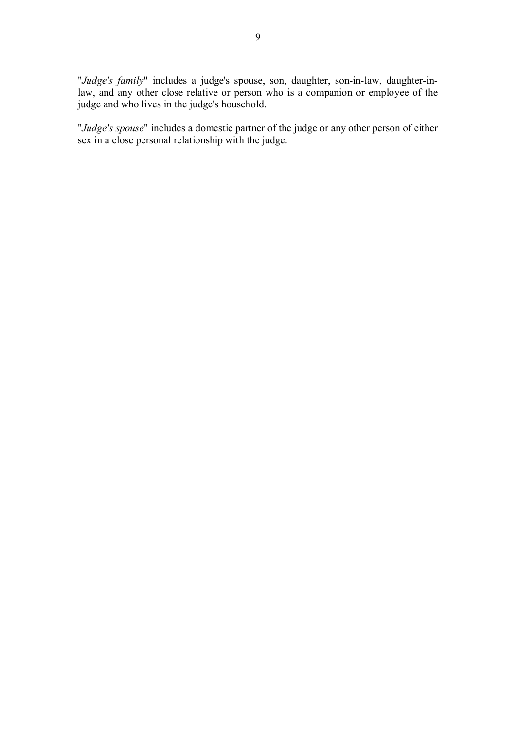"*Judge's family*" includes a judge's spouse, son, daughter, son-in-law, daughter-in-law, and any other close relative or person who is a companion or employee of the judge and who lives in the judge's household.

"*Judge's spouse*" includes a domestic partner of the judge or any other person of either sex in a close personal relationship with the judge.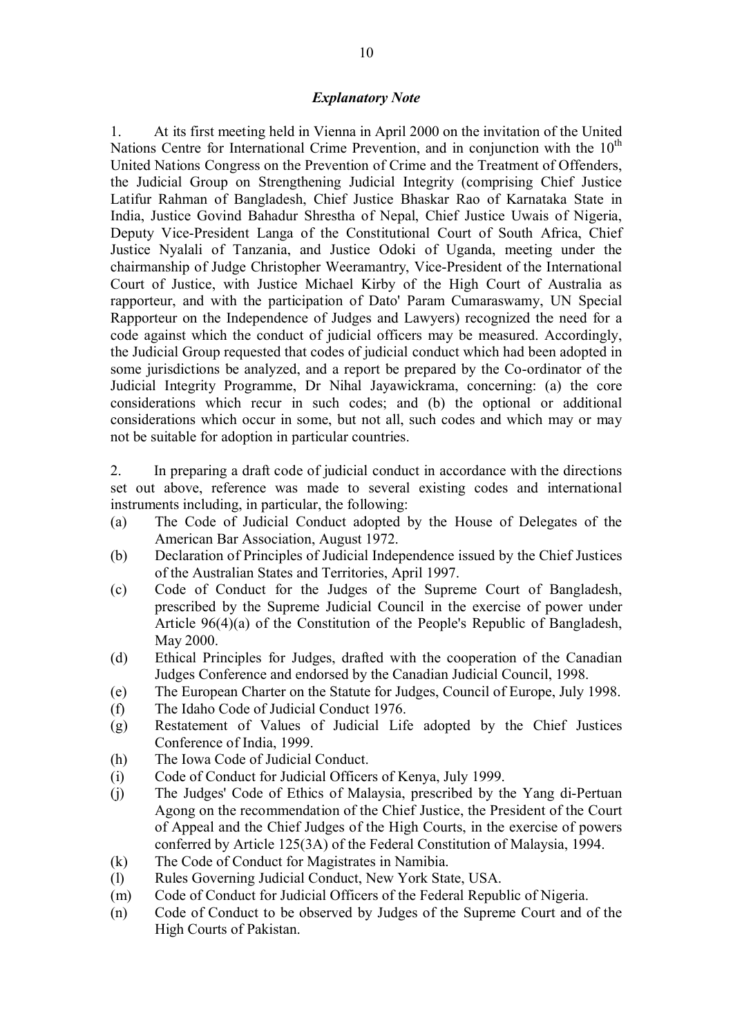### *Explanatory Note*

1. At its first meeting held in Vienna in April 2000 on the invitation of the United Nations Centre for International Crime Prevention, and in conjunction with the 10th United Nations Congress on the Prevention of Crime and the Treatment of Offenders, the Judicial Group on Strengthening Judicial Integrity (comprising Chief Justice Latifur Rahman of Bangladesh, Chief Justice Bhaskar Rao of Karnataka State in India, Justice Govind Bahadur Shrestha of Nepal, Chief Justice Uwais of Nigeria, Deputy Vice-President Langa of the Constitutional Court of South Africa, Chief Justice Nyalali of Tanzania, and Justice Odoki of Uganda, meeting under the chairmanship of Judge Christopher Weeramantry, Vice-President of the International Court of Justice, with Justice Michael Kirby of the High Court of Australia as rapporteur, and with the participation of Dato' Param Cumaraswamy, UN Special Rapporteur on the Independence of Judges and Lawyers) recognized the need for a code against which the conduct of judicial officers may be measured. Accordingly, the Judicial Group requested that codes of judicial conduct which had been adopted in some jurisdictions be analyzed, and a report be prepared by the Co-ordinator of the Judicial Integrity Programme, Dr Nihal Jayawickrama, concerning: (a) the core considerations which recur in such codes; and (b) the optional or additional considerations which occur in some, but not all, such codes and which may or may not be suitable for adoption in particular countries.

2. In preparing a draft code of judicial conduct in accordance with the directions set out above, reference was made to several existing codes and international instruments including, in particular, the following:

(a) The Code of Judicial Conduct adopted by the House of Delegates of the American Bar Association, August 1972.

(b) Declaration of Principles of Judicial Independence issued by the Chief Justices of the Australian States and Territories, April 1997.

(c) Code of Conduct for the Judges of the Supreme Court of Bangladesh, prescribed by the Supreme Judicial Council in the exercise of power under Article 96(4)(a) of the Constitution of the People's Republic of Bangladesh, May 2000.

(d) Ethical Principles for Judges, drafted with the cooperation of the Canadian Judges Conference and endorsed by the Canadian Judicial Council, 1998.

(e) The European Charter on the Statute for Judges, Council of Europe, July 1998.

(f) The Idaho Code of Judicial Conduct 1976.

(g) Restatement of Values of Judicial Life adopted by the Chief Justices Conference of India, 1999.

(h) The Iowa Code of Judicial Conduct.

(i) Code of Conduct for Judicial Officers of Kenya, July 1999.

(j) The Judges' Code of Ethics of Malaysia, prescribed by the Yang di-Pertuan Agong on the recommendation of the Chief Justice, the President of the Court of Appeal and the Chief Judges of the High Courts, in the exercise of powers conferred by Article 125(3A) of the Federal Constitution of Malaysia, 1994.

(k) The Code of Conduct for Magistrates in Namibia.

(l) Rules Governing Judicial Conduct, New York State, USA.

(m) Code of Conduct for Judicial Officers of the Federal Republic of Nigeria.

(n) Code of Conduct to be observed by Judges of the Supreme Court and of the High Courts of Pakistan.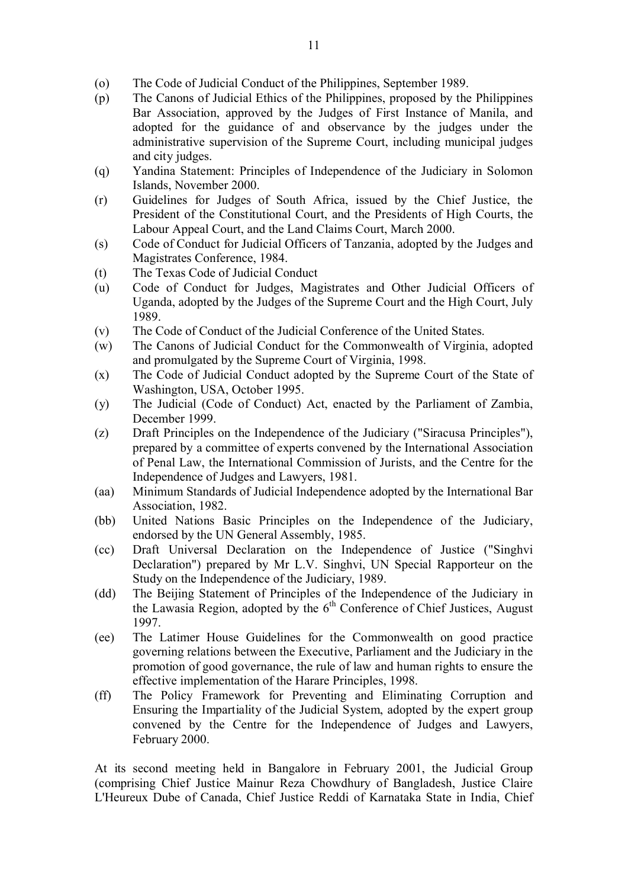(o) The Code of Judicial Conduct of the Philippines, September 1989.

(p) The Canons of Judicial Ethics of the Philippines, proposed by the Philippines Bar Association, approved by the Judges of First Instance of Manila, and adopted for the guidance of and observance by the judges under the administrative supervision of the Supreme Court, including municipal judges and city judges.

(q) Yandina Statement: Principles of Independence of the Judiciary in Solomon Islands, November 2000.

(r) Guidelines for Judges of South Africa, issued by the Chief Justice, the President of the Constitutional Court, and the Presidents of High Courts, the Labour Appeal Court, and the Land Claims Court, March 2000.

(s) Code of Conduct for Judicial Officers of Tanzania, adopted by the Judges and Magistrates Conference, 1984.

(t) The Texas Code of Judicial Conduct

(u) Code of Conduct for Judges, Magistrates and Other Judicial Officers of Uganda, adopted by the Judges of the Supreme Court and the High Court, July 1989.

(v) The Code of Conduct of the Judicial Conference of the United States.

(w) The Canons of Judicial Conduct for the Commonwealth of Virginia, adopted and promulgated by the Supreme Court of Virginia, 1998.

(x) The Code of Judicial Conduct adopted by the Supreme Court of the State of Washington, USA, October 1995.

(y) The Judicial (Code of Conduct) Act, enacted by the Parliament of Zambia, December 1999.

(z) Draft Principles on the Independence of the Judiciary ("Siracusa Principles"), prepared by a committee of experts convened by the International Association of Penal Law, the International Commission of Jurists, and the Centre for the Independence of Judges and Lawyers, 1981.

(aa) Minimum Standards of Judicial Independence adopted by the International Bar Association, 1982.

(bb) United Nations Basic Principles on the Independence of the Judiciary, endorsed by the UN General Assembly, 1985.

(cc) Draft Universal Declaration on the Independence of Justice ("Singhvi Declaration") prepared by Mr L.V. Singhvi, UN Special Rapporteur on the Study on the Independence of the Judiciary, 1989.

(dd) The Beijing Statement of Principles of the Independence of the Judiciary in the Lawasia Region, adopted by the 6th Conference of Chief Justices, August 1997.

(ee) The Latimer House Guidelines for the Commonwealth on good practice governing relations between the Executive, Parliament and the Judiciary in the promotion of good governance, the rule of law and human rights to ensure the effective implementation of the Harare Principles, 1998.

(ff) The Policy Framework for Preventing and Eliminating Corruption and Ensuring the Impartiality of the Judicial System, adopted by the expert group convened by the Centre for the Independence of Judges and Lawyers, February 2000.

At its second meeting held in Bangalore in February 2001, the Judicial Group (comprising Chief Justice Mainur Reza Chowdhury of Bangladesh, Justice Claire L'Heureux Dube of Canada, Chief Justice Reddi of Karnataka State in India, Chief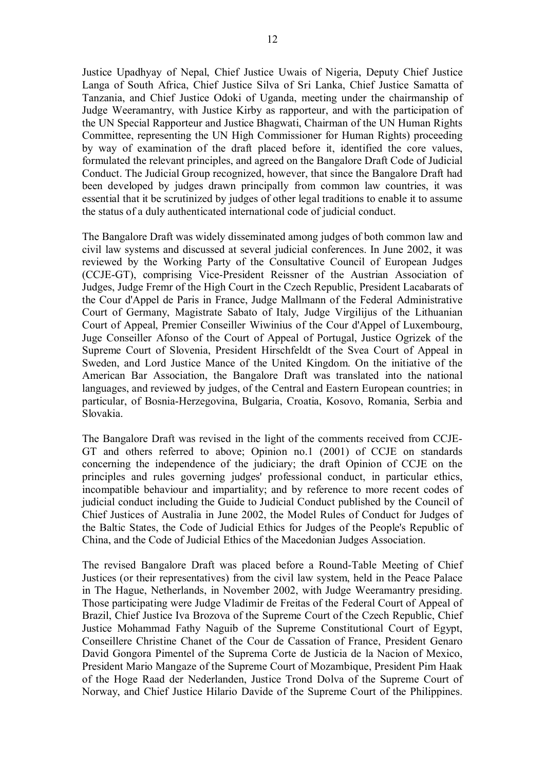Justice Upadhyay of Nepal, Chief Justice Uwais of Nigeria, Deputy Chief Justice Langa of South Africa, Chief Justice Silva of Sri Lanka, Chief Justice Samatta of Tanzania, and Chief Justice Odoki of Uganda, meeting under the chairmanship of Judge Weeramantry, with Justice Kirby as rapporteur, and with the participation of the UN Special Rapporteur and Justice Bhagwati, Chairman of the UN Human Rights Committee, representing the UN High Commissioner for Human Rights) proceeding by way of examination of the draft placed before it, identified the core values, formulated the relevant principles, and agreed on the Bangalore Draft Code of Judicial Conduct. The Judicial Group recognized, however, that since the Bangalore Draft had been developed by judges drawn principally from common law countries, it was essential that it be scrutinized by judges of other legal traditions to enable it to assume the status of a duly authenticated international code of judicial conduct.

The Bangalore Draft was widely disseminated among judges of both common law and civil law systems and discussed at several judicial conferences. In June 2002, it was reviewed by the Working Party of the Consultative Council of European Judges (CCJE-GT), comprising Vice-President Reissner of the Austrian Association of Judges, Judge Fremr of the High Court in the Czech Republic, President Lacabarats of the Cour d'Appel de Paris in France, Judge Mallmann of the Federal Administrative Court of Germany, Magistrate Sabato of Italy, Judge Virgilijus of the Lithuanian Court of Appeal, Premier Conseiller Wiwinius of the Cour d'Appel of Luxembourg, Juge Conseiller Afonso of the Court of Appeal of Portugal, Justice Ogrizek of the Supreme Court of Slovenia, President Hirschfeldt of the Svea Court of Appeal in Sweden, and Lord Justice Mance of the United Kingdom. On the initiative of the American Bar Association, the Bangalore Draft was translated into the national languages, and reviewed by judges, of the Central and Eastern European countries; in particular, of Bosnia-Herzegovina, Bulgaria, Croatia, Kosovo, Romania, Serbia and Slovakia.

The Bangalore Draft was revised in the light of the comments received from CCJE-GT and others referred to above; Opinion no.1 (2001) of CCJE on standards concerning the independence of the judiciary; the draft Opinion of CCJE on the principles and rules governing judges' professional conduct, in particular ethics, incompatible behaviour and impartiality; and by reference to more recent codes of judicial conduct including the Guide to Judicial Conduct published by the Council of Chief Justices of Australia in June 2002, the Model Rules of Conduct for Judges of the Baltic States, the Code of Judicial Ethics for Judges of the People's Republic of China, and the Code of Judicial Ethics of the Macedonian Judges Association.

The revised Bangalore Draft was placed before a Round-Table Meeting of Chief Justices (or their representatives) from the civil law system, held in the Peace Palace in The Hague, Netherlands, in November 2002, with Judge Weeramantry presiding. Those participating were Judge Vladimir de Freitas of the Federal Court of Appeal of Brazil, Chief Justice Iva Brozova of the Supreme Court of the Czech Republic, Chief Justice Mohammad Fathy Naguib of the Supreme Constitutional Court of Egypt, Conseillere Christine Chanet of the Cour de Cassation of France, President Genaro David Gongora Pimentel of the Suprema Corte de Justicia de la Nacion of Mexico, President Mario Mangaze of the Supreme Court of Mozambique, President Pim Haak of the Hoge Raad der Nederlanden, Justice Trond Dolva of the Supreme Court of Norway, and Chief Justice Hilario Davide of the Supreme Court of the Philippines.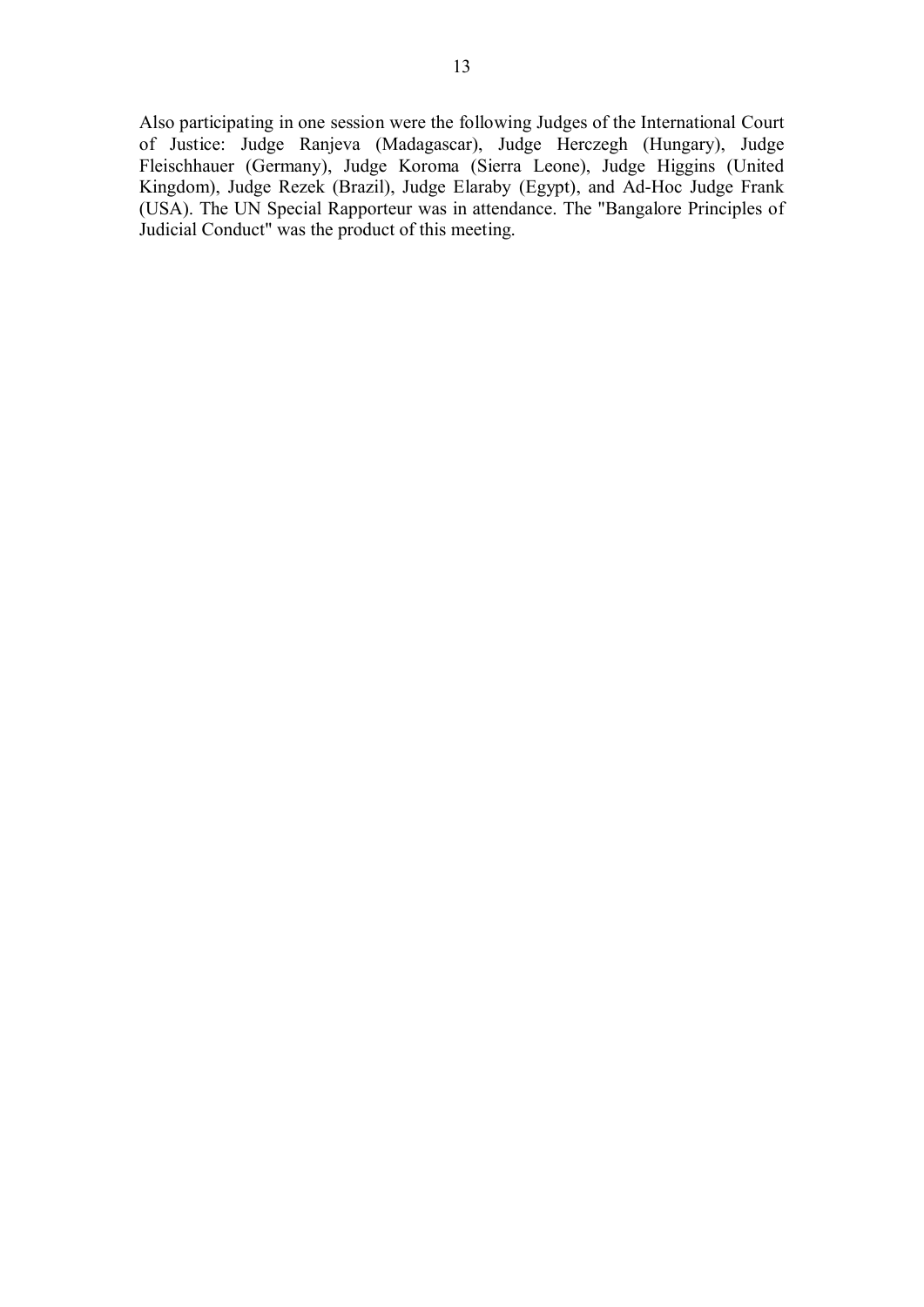Also participating in one session were the following Judges of the International Court of Justice: Judge Ranjeva (Madagascar), Judge Herczegh (Hungary), Judge Fleischhauer (Germany), Judge Koroma (Sierra Leone), Judge Higgins (United Kingdom), Judge Rezek (Brazil), Judge Elaraby (Egypt), and Ad-Hoc Judge Frank (USA). The UN Special Rapporteur was in attendance. The "Bangalore Principles of Judicial Conduct" was the product of this meeting.